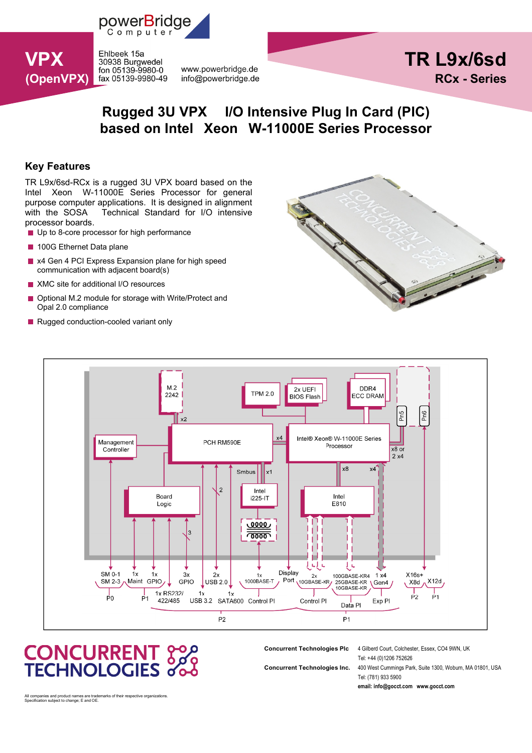powerBridge Computer

**VPX (OpenVPX)**

Ehlbeek 15a
30938 Burgwedel
fon 05139-9980-0
fax 05139-9980-49

www.powerbridge.de
info@powerbridge.de

# TR L9x/6sd

## RCx - Series

# Rugged 3U VPX I/O Intensive Plug In Card (PIC) based on Intel Xeon W-11000E Series Processor

## Key Features

TR L9x/6sd-RCx is a rugged 3U VPX board based on the Intel Xeon W-11000E Series Processor for general purpose computer applications. It is designed in alignment with the SOSA Technical Standard for I/O intensive processor boards.

- Up to 8-core processor for high performance
- 100G Ethernet Data plane
- x4 Gen 4 PCI Express Expansion plane for high speed communication with adjacent board(s)
- XMC site for additional I/O resources
- Optional M.2 module for storage with Write/Protect and Opal 2.0 compliance
- Rugged conduction-cooled variant only

M.2 2242 | TPM 2.0 | 2x UEFI BIOS Flash | DDR4 ECC DRAM | Pn5 | Pn6 | x2 | x4 | Management Controller | PCH RM590E | Intel® Xeon® W-11000E Series Processor | x8 or 2 x4 | Smbus | x1 | x8 | x4 | 2 | Board Logic | Intel i225-IT | Intel E810 | 3 | SM 0-1 SM 2-3 | 1x Maint | 1x GPIO | 3x GPIO | 2x USB 2.0 | 1x 1000BASE-T | Display Port | 2x 10GBASE-KR | 100GBASE-KR4 25GBASE-KR 10GBASE-KR | 1 x4 Gen4 | X16s+ X8d | X12d | P0 | P1 | 1x RS232/422/485 | 1x USB 3.2 | 1x SATA600 | Control Pl | Control Pl | Data Pl | Exp Pl | P2 | P1 | P2 | P1

**CONCURRENT TECHNOLOGIES**

**Concurrent Technologies Plc** 4 Gilberd Court, Colchester, Essex, CO4 9WN, UK
Tel: +44 (0)1206 752626

**Concurrent Technologies Inc.** 400 West Cummings Park, Suite 1300, Woburn, MA 01801, USA
Tel: (781) 933 5900
**email: info@gocct.com www.gocct.com**

All companies and product names are trademarks of their respective organizations.
Specification subject to change; E and OE.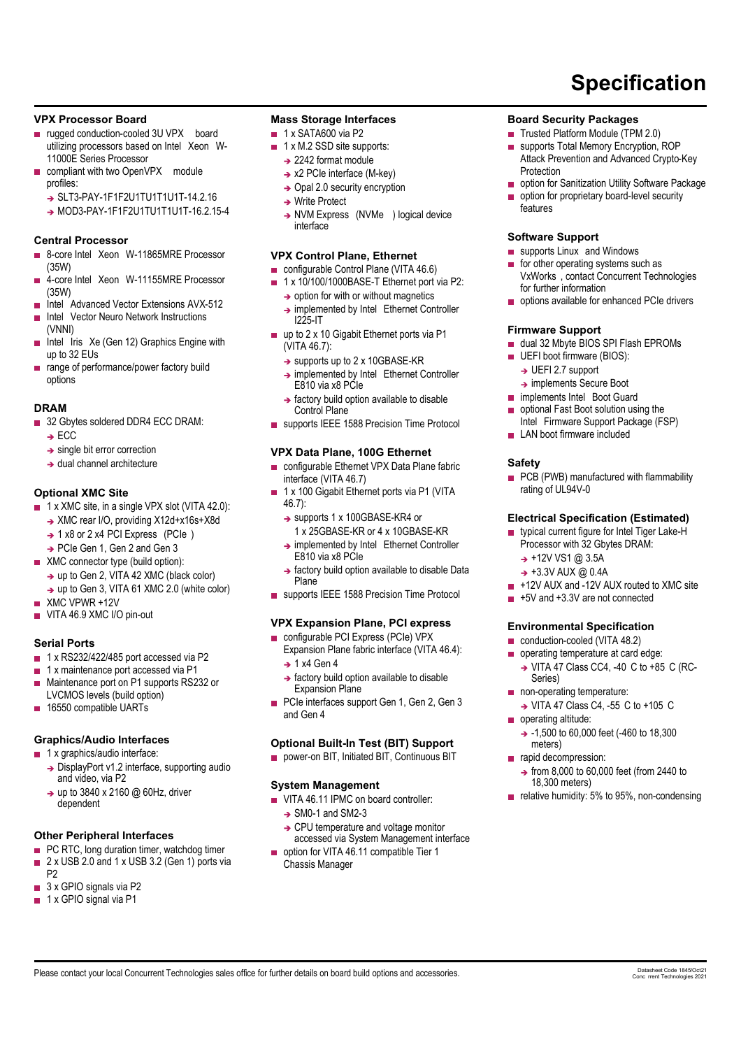# Specification

## VPX Processor Board

- rugged conduction-cooled 3U VPX board utilizing processors based on Intel Xeon W-11000E Series Processor
- compliant with two OpenVPX module profiles:
  - SLT3-PAY-1F1F2U1TU1T1U1T-14.2.16
  - MOD3-PAY-1F1F2U1TU1T1U1T-16.2.15-4

## Central Processor

- 8-core Intel Xeon W-11865MRE Processor (35W)
- 4-core Intel Xeon W-11155MRE Processor (35W)
- Intel Advanced Vector Extensions AVX-512
- Intel Vector Neuro Network Instructions (VNNI)
- Intel Iris Xe (Gen 12) Graphics Engine with up to 32 EUs
- range of performance/power factory build options

## DRAM

- 32 Gbytes soldered DDR4 ECC DRAM:
  - ECC
  - single bit error correction
  - dual channel architecture

## Optional XMC Site

- 1 x XMC site, in a single VPX slot (VITA 42.0):
  - XMC rear I/O, providing X12d+x16s+X8d
  - 1 x8 or 2 x4 PCI Express (PCIe)
  - PCIe Gen 1, Gen 2 and Gen 3
- XMC connector type (build option):
  - up to Gen 2, VITA 42 XMC (black color)
  - up to Gen 3, VITA 61 XMC 2.0 (white color)
- XMC VPWR +12V
- VITA 46.9 XMC I/O pin-out

## Serial Ports

- 1 x RS232/422/485 port accessed via P2
- 1 x maintenance port accessed via P1
- Maintenance port on P1 supports RS232 or LVCMOS levels (build option)
- 16550 compatible UARTs

## Graphics/Audio Interfaces

- 1 x graphics/audio interface:
  - DisplayPort v1.2 interface, supporting audio and video, via P2
  - up to 3840 x 2160 @ 60Hz, driver dependent

## Other Peripheral Interfaces

- PC RTC, long duration timer, watchdog timer
- 2 x USB 2.0 and 1 x USB 3.2 (Gen 1) ports via P2
- 3 x GPIO signals via P2
- 1 x GPIO signal via P1

## Mass Storage Interfaces

- 1 x SATA600 via P2
- 1 x M.2 SSD site supports:
  - 2242 format module
  - x2 PCIe interface (M-key)
  - Opal 2.0 security encryption
  - Write Protect
  - NVM Express (NVMe) logical device interface

## VPX Control Plane, Ethernet

- configurable Control Plane (VITA 46.6)
- 1 x 10/100/1000BASE-T Ethernet port via P2:
  - option for with or without magnetics
  - implemented by Intel Ethernet Controller I225-IT
- up to 2 x 10 Gigabit Ethernet ports via P1 (VITA 46.7):
  - supports up to 2 x 10GBASE-KR
  - implemented by Intel Ethernet Controller E810 via x8 PCIe
  - factory build option available to disable Control Plane
- supports IEEE 1588 Precision Time Protocol

## VPX Data Plane, 100G Ethernet

- configurable Ethernet VPX Data Plane fabric interface (VITA 46.7)
- 1 x 100 Gigabit Ethernet ports via P1 (VITA 46.7):
  - supports 1 x 100GBASE-KR4 or 1 x 25GBASE-KR or 4 x 10GBASE-KR
  - implemented by Intel Ethernet Controller E810 via x8 PCIe
  - factory build option available to disable Data Plane
- supports IEEE 1588 Precision Time Protocol

## VPX Expansion Plane, PCI express

- configurable PCI Express (PCIe) VPX Expansion Plane fabric interface (VITA 46.4):
  - 1 x4 Gen 4
  - factory build option available to disable Expansion Plane
- PCIe interfaces support Gen 1, Gen 2, Gen 3 and Gen 4

## Optional Built-In Test (BIT) Support

- power-on BIT, Initiated BIT, Continuous BIT

## System Management

- VITA 46.11 IPMC on board controller:
  - SM0-1 and SM2-3
  - CPU temperature and voltage monitor accessed via System Management interface
- option for VITA 46.11 compatible Tier 1 Chassis Manager

## Board Security Packages

- Trusted Platform Module (TPM 2.0)
- supports Total Memory Encryption, ROP Attack Prevention and Advanced Crypto-Key Protection
- option for Sanitization Utility Software Package
- option for proprietary board-level security features

## Software Support

- supports Linux and Windows
- for other operating systems such as VxWorks, contact Concurrent Technologies for further information
- options available for enhanced PCIe drivers

## Firmware Support

- dual 32 Mbyte BIOS SPI Flash EPROMs
- UEFI boot firmware (BIOS):
  - UEFI 2.7 support
  - implements Secure Boot
- implements Intel Boot Guard
- optional Fast Boot solution using the Intel Firmware Support Package (FSP)
- LAN boot firmware included

## Safety

- PCB (PWB) manufactured with flammability rating of UL94V-0

## Electrical Specification (Estimated)

- typical current figure for Intel Tiger Lake-H Processor with 32 Gbytes DRAM:
  - +12V VS1 @ 3.5A
  - +3.3V AUX @ 0.4A
- +12V AUX and -12V AUX routed to XMC site
- +5V and +3.3V are not connected

## Environmental Specification

- conduction-cooled (VITA 48.2)
- operating temperature at card edge:
  - VITA 47 Class CC4, -40 C to +85 C (RC-Series)
- non-operating temperature:
  - VITA 47 Class C4, -55 C to +105 C
- operating altitude:
  - -1,500 to 60,000 feet (-460 to 18,300 meters)
- rapid decompression:
  - from 8,000 to 60,000 feet (from 2440 to 18,300 meters)
- relative humidity: 5% to 95%, non-condensing

Please contact your local Concurrent Technologies sales office for further details on board build options and accessories.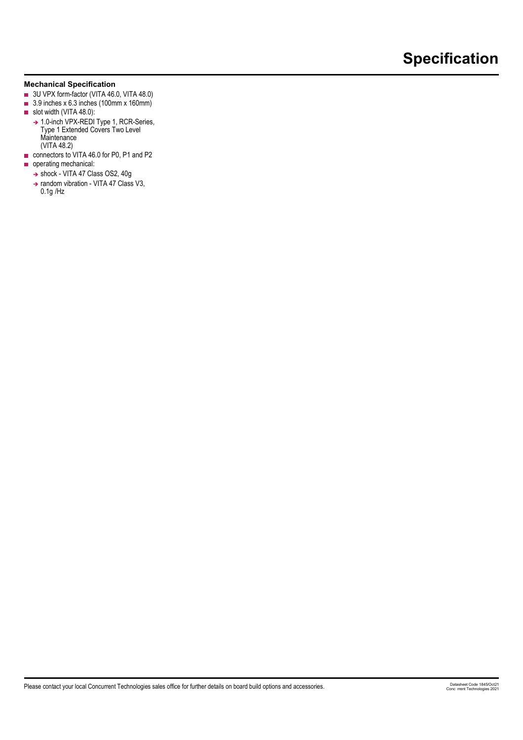# Specification

### Mechanical Specification

- 3U VPX form-factor (VITA 46.0, VITA 48.0)
- 3.9 inches x 6.3 inches (100mm x 160mm)
- slot width (VITA 48.0):
  - 1.0-inch VPX-REDI Type 1, RCR-Series, Type 1 Extended Covers Two Level Maintenance (VITA 48.2)
- connectors to VITA 46.0 for P0, P1 and P2
- operating mechanical:
  - shock - VITA 47 Class OS2, 40g
  - random vibration - VITA 47 Class V3, 0.1g /Hz

Please contact your local Concurrent Technologies sales office for further details on board build options and accessories.

Datasheet Code 1845/Oct21
Conc rrent Technologies 2021